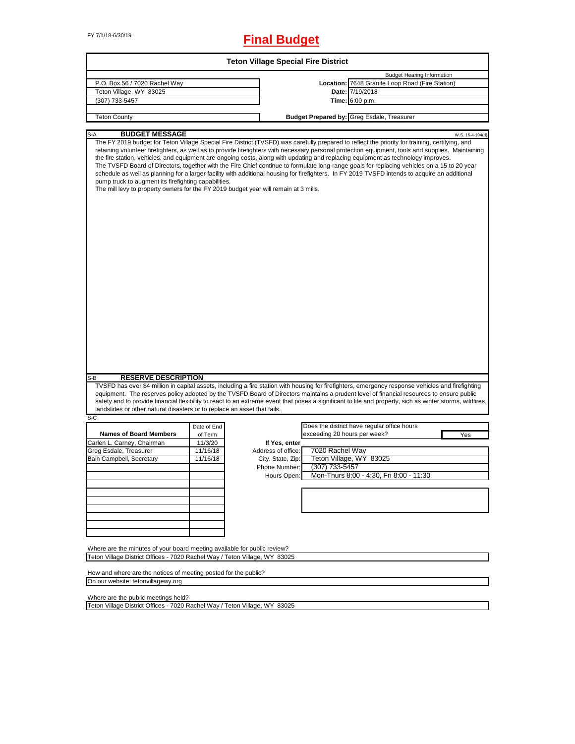FY 7/1/18-6/30/19

# Final Budget

## Teton Village Special Fire District

| | | |
|---|---|---|
| | | Budget Hearing Information |
| P.O. Box 56 / 7020 Rachel Way | **Location:** | 7648 Granite Loop Road (Fire Station) |
| Teton Village, WY 83025 | **Date:** | 7/19/2018 |
| (307) 733-5457 | **Time:** | 6:00 p.m. |
| | | |
| Teton County | **Budget Prepared by:** | Greg Esdale, Treasurer |

S-A **BUDGET MESSAGE** W.S. 16-4-104(d)

The FY 2019 budget for Teton Village Special Fire District (TVSFD) was carefully prepared to reflect the priority for training, certifying, and retaining volunteer firefighters, as well as to provide firefighters with necessary personal protection equipment, tools and supplies. Maintaining the fire station, vehicles, and equipment are ongoing costs, along with updating and replacing equipment as technology improves.
The TVSFD Board of Directors, together with the Fire Chief continue to formulate long-range goals for replacing vehicles on a 15 to 20 year schedule as well as planning for a larger facility with additional housing for firefighters. In FY 2019 TVSFD intends to acquire an additional pump truck to augment its firefighting capabilities.
The mill levy to property owners for the FY 2019 budget year will remain at 3 mills.

S-B **RESERVE DESCRIPTION**

TVSFD has over $4 million in capital assets, including a fire station with housing for firefighters, emergency response vehicles and firefighting equipment. The reserves policy adopted by the TVSFD Board of Directors maintains a prudent level of financial resources to ensure public safety and to provide financial flexibility to react to an extreme event that poses a significant to life and property, sich as winter storms, wildfires, landslides or other natural disasters or to replace an asset that fails.

S-C

| Names of Board Members | Date of End of Term |
|---|---|
| Carlen L. Carney, Chairman | 11/3/20 |
| Greg Esdale, Treasurer | 11/16/18 |
| Bain Campbell, Secretary | 11/16/18 |
| | |
| | |
| | |
| | |
| | |
| | |
| | |
| | |

Does the district have regular office hours exceeding 20 hours per week? **Yes**

| If Yes, enter | |
|---|---|
| Address of office: | 7020 Rachel Way |
| City, State, Zip: | Teton Village, WY 83025 |
| Phone Number: | (307) 733-5457 |
| Hours Open: | Mon-Thurs 8:00 - 4:30, Fri 8:00 - 11:30 |

Where are the minutes of your board meeting available for public review?
Teton Village District Offices - 7020 Rachel Way / Teton Village, WY 83025

How and where are the notices of meeting posted for the public?
On our website: tetonvillagewy.org

Where are the public meetings held?
Teton Village District Offices - 7020 Rachel Way / Teton Village, WY 83025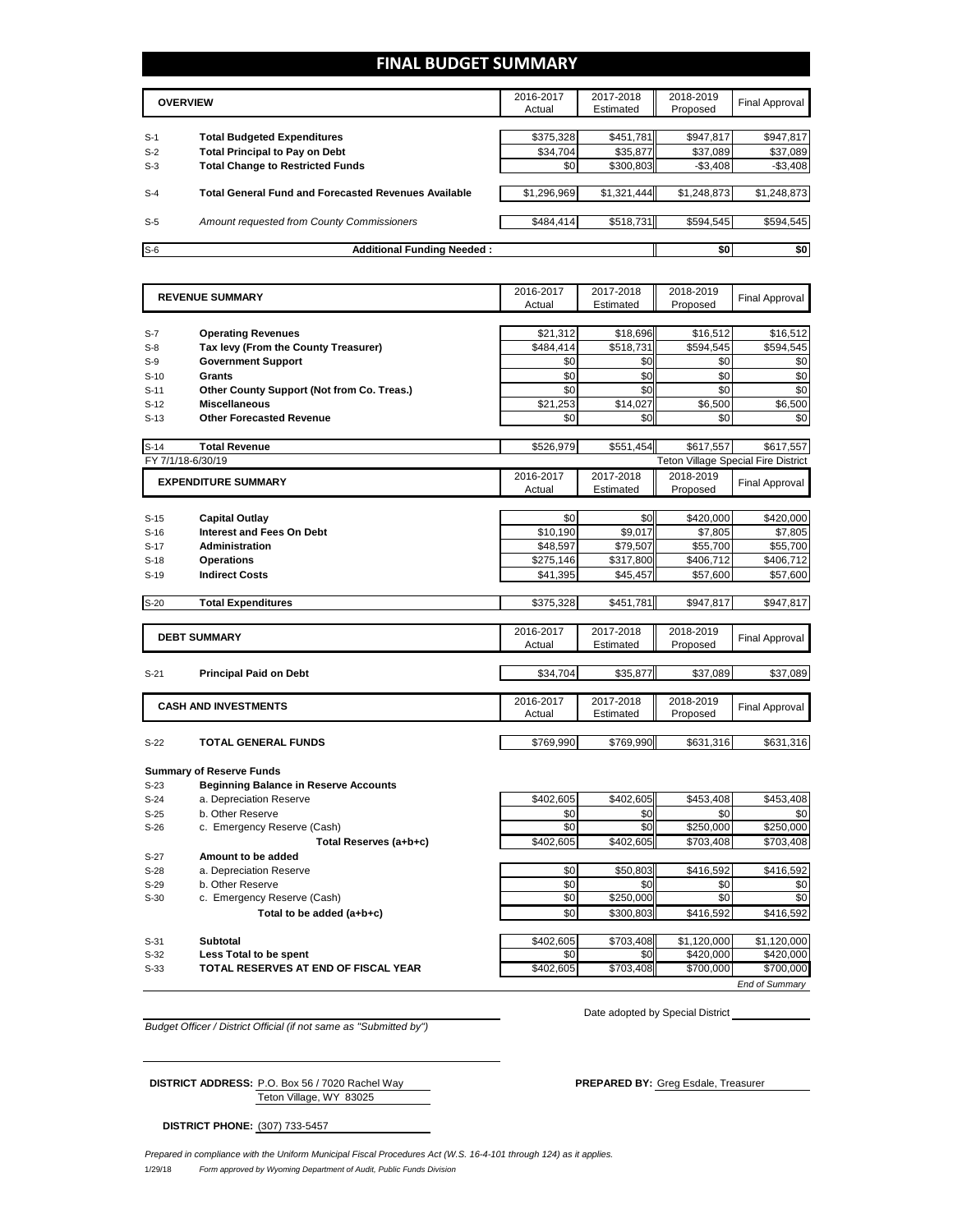# FINAL BUDGET SUMMARY

| | OVERVIEW | 2016-2017 Actual | 2017-2018 Estimated | 2018-2019 Proposed | Final Approval |
|---|---|---|---|---|---|
| S-1 | **Total Budgeted Expenditures** | $375,328 | $451,781 | $947,817 | $947,817 |
| S-2 | **Total Principal to Pay on Debt** | $34,704 | $35,877 | $37,089 | $37,089 |
| S-3 | **Total Change to Restricted Funds** | $0 | $300,803 | -$3,408 | -$3,408 |
| S-4 | **Total General Fund and Forecasted Revenues Available** | $1,296,969 | $1,321,444 | $1,248,873 | $1,248,873 |
| S-5 | *Amount requested from County Commissioners* | $484,414 | $518,731 | $594,545 | $594,545 |
| S-6 | **Additional Funding Needed :** | | | $0 | $0 |

| | REVENUE SUMMARY | 2016-2017 Actual | 2017-2018 Estimated | 2018-2019 Proposed | Final Approval |
|---|---|---|---|---|---|
| S-7 | **Operating Revenues** | $21,312 | $18,696 | $16,512 | $16,512 |
| S-8 | **Tax levy (From the County Treasurer)** | $484,414 | $518,731 | $594,545 | $594,545 |
| S-9 | **Government Support** | $0 | $0 | $0 | $0 |
| S-10 | **Grants** | $0 | $0 | $0 | $0 |
| S-11 | **Other County Support (Not from Co. Treas.)** | $0 | $0 | $0 | $0 |
| S-12 | **Miscellaneous** | $21,253 | $14,027 | $6,500 | $6,500 |
| S-13 | **Other Forecasted Revenue** | $0 | $0 | $0 | $0 |
| S-14 | **Total Revenue** | $526,979 | $551,454 | $617,557 | $617,557 |

FY 7/1/18-6/30/19 — Teton Village Special Fire District

| | EXPENDITURE SUMMARY | 2016-2017 Actual | 2017-2018 Estimated | 2018-2019 Proposed | Final Approval |
|---|---|---|---|---|---|
| S-15 | **Capital Outlay** | $0 | $0 | $420,000 | $420,000 |
| S-16 | **Interest and Fees On Debt** | $10,190 | $9,017 | $7,805 | $7,805 |
| S-17 | **Administration** | $48,597 | $79,507 | $55,700 | $55,700 |
| S-18 | **Operations** | $275,146 | $317,800 | $406,712 | $406,712 |
| S-19 | **Indirect Costs** | $41,395 | $45,457 | $57,600 | $57,600 |
| S-20 | **Total Expenditures** | $375,328 | $451,781 | $947,817 | $947,817 |

| | DEBT SUMMARY | 2016-2017 Actual | 2017-2018 Estimated | 2018-2019 Proposed | Final Approval |
|---|---|---|---|---|---|
| S-21 | **Principal Paid on Debt** | $34,704 | $35,877 | $37,089 | $37,089 |

| | CASH AND INVESTMENTS | 2016-2017 Actual | 2017-2018 Estimated | 2018-2019 Proposed | Final Approval |
|---|---|---|---|---|---|
| S-22 | **TOTAL GENERAL FUNDS** | $769,990 | $769,990 | $631,316 | $631,316 |

**Summary of Reserve Funds**

| | | 2016-2017 Actual | 2017-2018 Estimated | 2018-2019 Proposed | Final Approval |
|---|---|---|---|---|---|
| S-23 | **Beginning Balance in Reserve Accounts** | | | | |
| S-24 | a. Depreciation Reserve | $402,605 | $402,605 | $453,408 | $453,408 |
| S-25 | b. Other Reserve | $0 | $0 | $0 | $0 |
| S-26 | c. Emergency Reserve (Cash) | $0 | $0 | $250,000 | $250,000 |
| | **Total Reserves (a+b+c)** | $402,605 | $402,605 | $703,408 | $703,408 |
| S-27 | **Amount to be added** | | | | |
| S-28 | a. Depreciation Reserve | $0 | $50,803 | $416,592 | $416,592 |
| S-29 | b. Other Reserve | $0 | $0 | $0 | $0 |
| S-30 | c. Emergency Reserve (Cash) | $0 | $250,000 | $0 | $0 |
| | **Total to be added (a+b+c)** | $0 | $300,803 | $416,592 | $416,592 |
| S-31 | **Subtotal** | $402,605 | $703,408 | $1,120,000 | $1,120,000 |
| S-32 | **Less Total to be spent** | $0 | $0 | $420,000 | $420,000 |
| S-33 | **TOTAL RESERVES AT END OF FISCAL YEAR** | $402,605 | $703,408 | $700,000 | $700,000 |

*End of Summary*

*Budget Officer / District Official (if not same as "Submitted by")*

Date adopted by Special District

**DISTRICT ADDRESS:** P.O. Box 56 / 7020 Rachel Way
Teton Village, WY 83025

**PREPARED BY:** Greg Esdale, Treasurer

**DISTRICT PHONE:** (307) 733-5457

*Prepared in compliance with the Uniform Municipal Fiscal Procedures Act (W.S. 16-4-101 through 124) as it applies.*

1/29/18 *Form approved by Wyoming Department of Audit, Public Funds Division*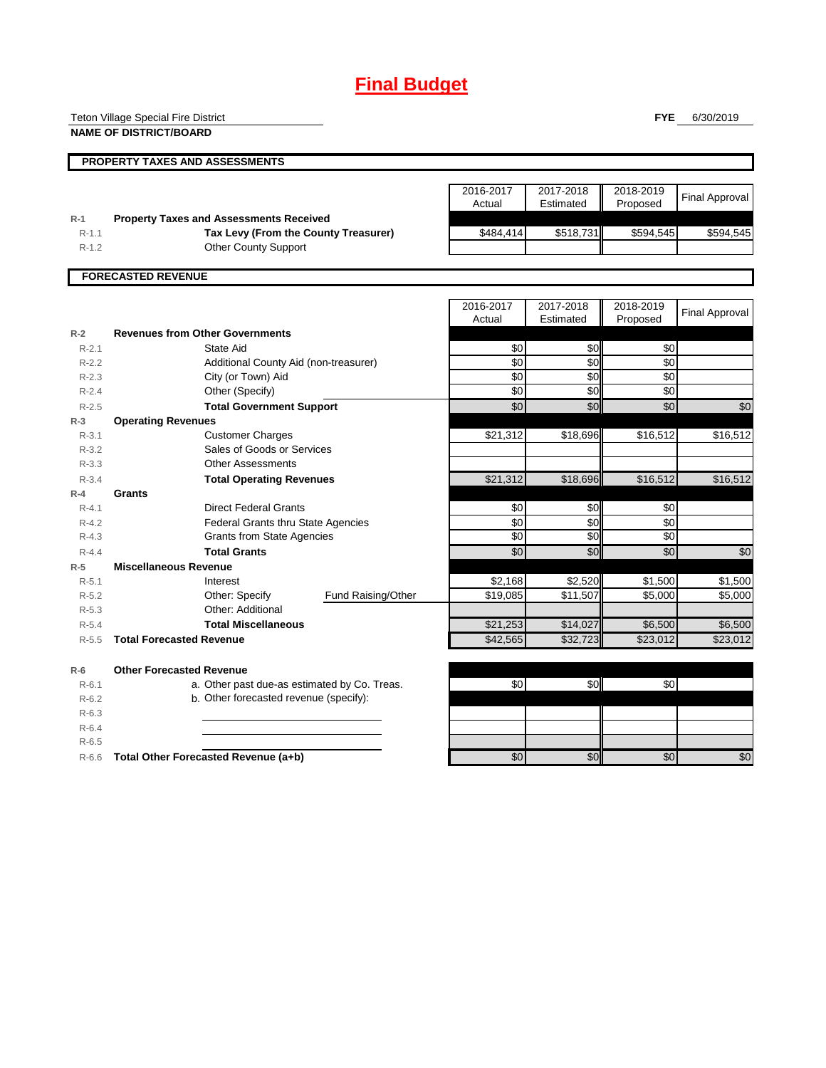# Final Budget

Teton Village Special Fire District

**NAME OF DISTRICT/BOARD**

**FYE** 6/30/2019

## PROPERTY TAXES AND ASSESSMENTS

| | | 2016-2017 Actual | 2017-2018 Estimated | 2018-2019 Proposed | Final Approval |
|---|---|---|---|---|---|
| R-1 | **Property Taxes and Assessments Received** | | | | |
| R-1.1 | **Tax Levy (From the County Treasurer)** | $484,414 | $518,731 | $594,545 | $594,545 |
| R-1.2 | Other County Support | | | | |

## FORECASTED REVENUE

| | | 2016-2017 Actual | 2017-2018 Estimated | 2018-2019 Proposed | Final Approval |
|---|---|---|---|---|---|
| R-2 | **Revenues from Other Governments** | | | | |
| R-2.1 | State Aid | $0 | $0 | $0 | |
| R-2.2 | Additional County Aid (non-treasurer) | $0 | $0 | $0 | |
| R-2.3 | City (or Town) Aid | $0 | $0 | $0 | |
| R-2.4 | Other (Specify) | $0 | $0 | $0 | |
| R-2.5 | **Total Government Support** | $0 | $0 | $0 | $0 |
| R-3 | **Operating Revenues** | | | | |
| R-3.1 | Customer Charges | $21,312 | $18,696 | $16,512 | $16,512 |
| R-3.2 | Sales of Goods or Services | | | | |
| R-3.3 | Other Assessments | | | | |
| R-3.4 | **Total Operating Revenues** | $21,312 | $18,696 | $16,512 | $16,512 |
| R-4 | **Grants** | | | | |
| R-4.1 | Direct Federal Grants | $0 | $0 | $0 | |
| R-4.2 | Federal Grants thru State Agencies | $0 | $0 | $0 | |
| R-4.3 | Grants from State Agencies | $0 | $0 | $0 | |
| R-4.4 | **Total Grants** | $0 | $0 | $0 | $0 |
| R-5 | **Miscellaneous Revenue** | | | | |
| R-5.1 | Interest | $2,168 | $2,520 | $1,500 | $1,500 |
| R-5.2 | Other: Specify Fund Raising/Other | $19,085 | $11,507 | $5,000 | $5,000 |
| R-5.3 | Other: Additional | | | | |
| R-5.4 | **Total Miscellaneous** | $21,253 | $14,027 | $6,500 | $6,500 |
| R-5.5 | **Total Forecasted Revenue** | $42,565 | $32,723 | $23,012 | $23,012 |
| R-6 | **Other Forecasted Revenue** | | | | |
| R-6.1 | a. Other past due-as estimated by Co. Treas. | $0 | $0 | $0 | |
| R-6.2 | b. Other forecasted revenue (specify): | | | | |
| R-6.3 | | | | | |
| R-6.4 | | | | | |
| R-6.5 | | | | | |
| R-6.6 | **Total Other Forecasted Revenue (a+b)** | $0 | $0 | $0 | $0 |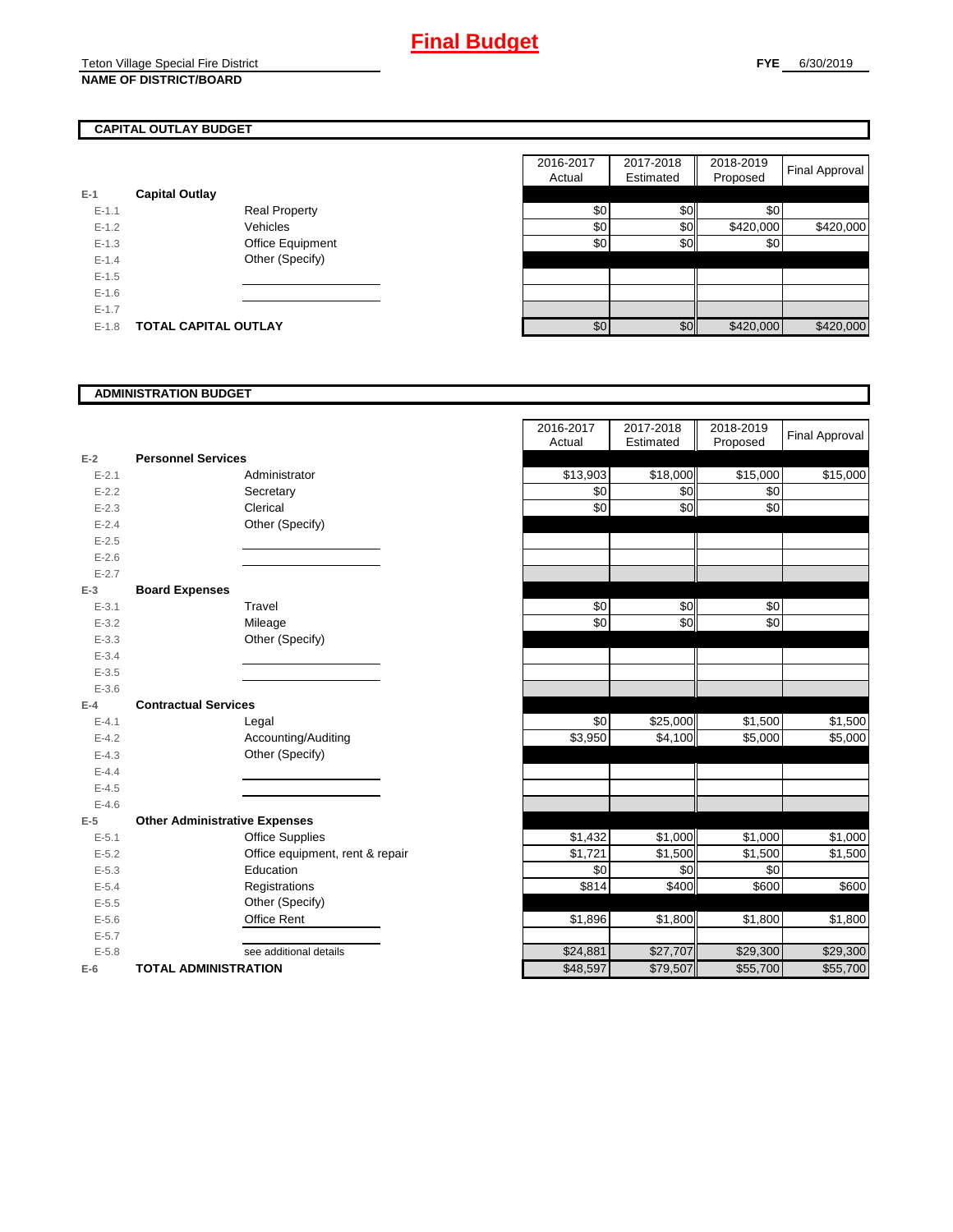# Final Budget

Teton Village Special Fire District
**NAME OF DISTRICT/BOARD**

**FYE** 6/30/2019

## CAPITAL OUTLAY BUDGET

| | | | 2016-2017 Actual | 2017-2018 Estimated | 2018-2019 Proposed | Final Approval |
|---|---|---|---|---|---|---|
| E-1 | **Capital Outlay** | | | | | |
| E-1.1 | | Real Property | $0 | $0 | $0 | |
| E-1.2 | | Vehicles | $0 | $0 | $420,000 | $420,000 |
| E-1.3 | | Office Equipment | $0 | $0 | $0 | |
| E-1.4 | | Other (Specify) | | | | |
| E-1.5 | | | | | | |
| E-1.6 | | | | | | |
| E-1.7 | | | | | | |
| E-1.8 | **TOTAL CAPITAL OUTLAY** | | $0 | $0 | $420,000 | $420,000 |

## ADMINISTRATION BUDGET

| | | | 2016-2017 Actual | 2017-2018 Estimated | 2018-2019 Proposed | Final Approval |
|---|---|---|---|---|---|---|
| E-2 | **Personnel Services** | | | | | |
| E-2.1 | | Administrator | $13,903 | $18,000 | $15,000 | $15,000 |
| E-2.2 | | Secretary | $0 | $0 | $0 | |
| E-2.3 | | Clerical | $0 | $0 | $0 | |
| E-2.4 | | Other (Specify) | | | | |
| E-2.5 | | | | | | |
| E-2.6 | | | | | | |
| E-2.7 | | | | | | |
| E-3 | **Board Expenses** | | | | | |
| E-3.1 | | Travel | $0 | $0 | $0 | |
| E-3.2 | | Mileage | $0 | $0 | $0 | |
| E-3.3 | | Other (Specify) | | | | |
| E-3.4 | | | | | | |
| E-3.5 | | | | | | |
| E-3.6 | | | | | | |
| E-4 | **Contractual Services** | | | | | |
| E-4.1 | | Legal | $0 | $25,000 | $1,500 | $1,500 |
| E-4.2 | | Accounting/Auditing | $3,950 | $4,100 | $5,000 | $5,000 |
| E-4.3 | | Other (Specify) | | | | |
| E-4.4 | | | | | | |
| E-4.5 | | | | | | |
| E-4.6 | | | | | | |
| E-5 | **Other Administrative Expenses** | | | | | |
| E-5.1 | | Office Supplies | $1,432 | $1,000 | $1,000 | $1,000 |
| E-5.2 | | Office equipment, rent & repair | $1,721 | $1,500 | $1,500 | $1,500 |
| E-5.3 | | Education | $0 | $0 | $0 | |
| E-5.4 | | Registrations | $814 | $400 | $600 | $600 |
| E-5.5 | | Other (Specify) | | | | |
| E-5.6 | | Office Rent | $1,896 | $1,800 | $1,800 | $1,800 |
| E-5.7 | | | | | | |
| E-5.8 | | see additional details | $24,881 | $27,707 | $29,300 | $29,300 |
| E-6 | **TOTAL ADMINISTRATION** | | $48,597 | $79,507 | $55,700 | $55,700 |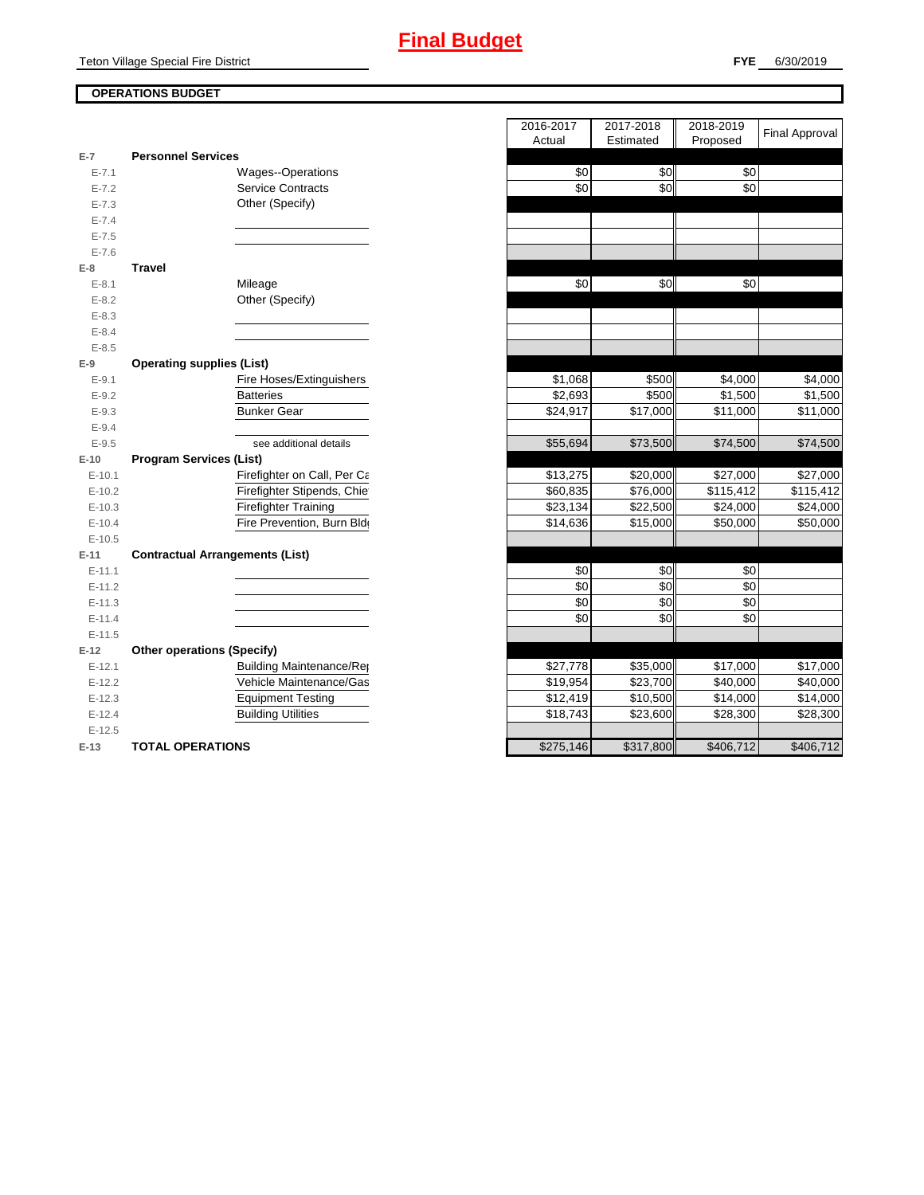# Final Budget

Teton Village Special Fire District

**FYE** 6/30/2019

**OPERATIONS BUDGET**

| | | 2016-2017 Actual | 2017-2018 Estimated | 2018-2019 Proposed | Final Approval |
|---|---|---|---|---|---|
| E-7 | **Personnel Services** | | | | |
| E-7.1 | Wages--Operations | $0 | $0 | $0 | |
| E-7.2 | Service Contracts | $0 | $0 | $0 | |
| E-7.3 | Other (Specify) | | | | |
| E-7.4 | | | | | |
| E-7.5 | | | | | |
| E-7.6 | | | | | |
| E-8 | **Travel** | | | | |
| E-8.1 | Mileage | $0 | $0 | $0 | |
| E-8.2 | Other (Specify) | | | | |
| E-8.3 | | | | | |
| E-8.4 | | | | | |
| E-8.5 | | | | | |
| E-9 | **Operating supplies (List)** | | | | |
| E-9.1 | Fire Hoses/Extinguishers | $1,068 | $500 | $4,000 | $4,000 |
| E-9.2 | Batteries | $2,693 | $500 | $1,500 | $1,500 |
| E-9.3 | Bunker Gear | $24,917 | $17,000 | $11,000 | $11,000 |
| E-9.4 | | | | | |
| E-9.5 | see additional details | $55,694 | $73,500 | $74,500 | $74,500 |
| E-10 | **Program Services (List)** | | | | |
| E-10.1 | Firefighter on Call, Per Ca | $13,275 | $20,000 | $27,000 | $27,000 |
| E-10.2 | Firefighter Stipends, Chie | $60,835 | $76,000 | $115,412 | $115,412 |
| E-10.3 | Firefighter Training | $23,134 | $22,500 | $24,000 | $24,000 |
| E-10.4 | Fire Prevention, Burn Bld | $14,636 | $15,000 | $50,000 | $50,000 |
| E-10.5 | | | | | |
| E-11 | **Contractual Arrangements (List)** | | | | |
| E-11.1 | | $0 | $0 | $0 | |
| E-11.2 | | $0 | $0 | $0 | |
| E-11.3 | | $0 | $0 | $0 | |
| E-11.4 | | $0 | $0 | $0 | |
| E-11.5 | | | | | |
| E-12 | **Other operations (Specify)** | | | | |
| E-12.1 | Building Maintenance/Rep | $27,778 | $35,000 | $17,000 | $17,000 |
| E-12.2 | Vehicle Maintenance/Gas | $19,954 | $23,700 | $40,000 | $40,000 |
| E-12.3 | Equipment Testing | $12,419 | $10,500 | $14,000 | $14,000 |
| E-12.4 | Building Utilities | $18,743 | $23,600 | $28,300 | $28,300 |
| E-12.5 | | | | | |
| E-13 | **TOTAL OPERATIONS** | $275,146 | $317,800 | $406,712 | $406,712 |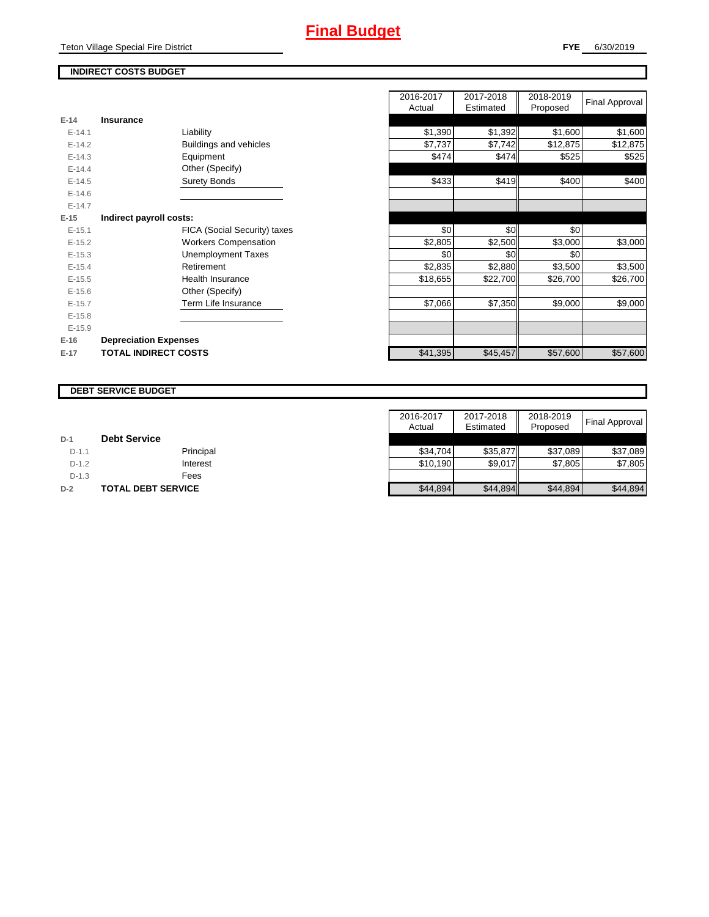# Final Budget

Teton Village Special Fire District

**FYE** 6/30/2019

## INDIRECT COSTS BUDGET

| | | | 2016-2017 Actual | 2017-2018 Estimated | 2018-2019 Proposed | Final Approval |
|---|---|---|---|---|---|---|
| **E-14** | **Insurance** | | | | | |
| E-14.1 | | Liability | $1,390 | $1,392 | $1,600 | $1,600 |
| E-14.2 | | Buildings and vehicles | $7,737 | $7,742 | $12,875 | $12,875 |
| E-14.3 | | Equipment | $474 | $474 | $525 | $525 |
| E-14.4 | | Other (Specify) | | | | |
| E-14.5 | | Surety Bonds | $433 | $419 | $400 | $400 |
| E-14.6 | | | | | | |
| E-14.7 | | | | | | |
| **E-15** | **Indirect payroll costs:** | | | | | |
| E-15.1 | | FICA (Social Security) taxes | $0 | $0 | $0 | |
| E-15.2 | | Workers Compensation | $2,805 | $2,500 | $3,000 | $3,000 |
| E-15.3 | | Unemployment Taxes | $0 | $0 | $0 | |
| E-15.4 | | Retirement | $2,835 | $2,880 | $3,500 | $3,500 |
| E-15.5 | | Health Insurance | $18,655 | $22,700 | $26,700 | $26,700 |
| E-15.6 | | Other (Specify) | | | | |
| E-15.7 | | Term Life Insurance | $7,066 | $7,350 | $9,000 | $9,000 |
| E-15.8 | | | | | | |
| E-15.9 | | | | | | |
| **E-16** | **Depreciation Expenses** | | | | | |
| **E-17** | **TOTAL INDIRECT COSTS** | | $41,395 | $45,457 | $57,600 | $57,600 |

## DEBT SERVICE BUDGET

| | | | 2016-2017 Actual | 2017-2018 Estimated | 2018-2019 Proposed | Final Approval |
|---|---|---|---|---|---|---|
| **D-1** | **Debt Service** | | | | | |
| D-1.1 | | Principal | $34,704 | $35,877 | $37,089 | $37,089 |
| D-1.2 | | Interest | $10,190 | $9,017 | $7,805 | $7,805 |
| D-1.3 | | Fees | | | | |
| **D-2** | **TOTAL DEBT SERVICE** | | $44,894 | $44,894 | $44,894 | $44,894 |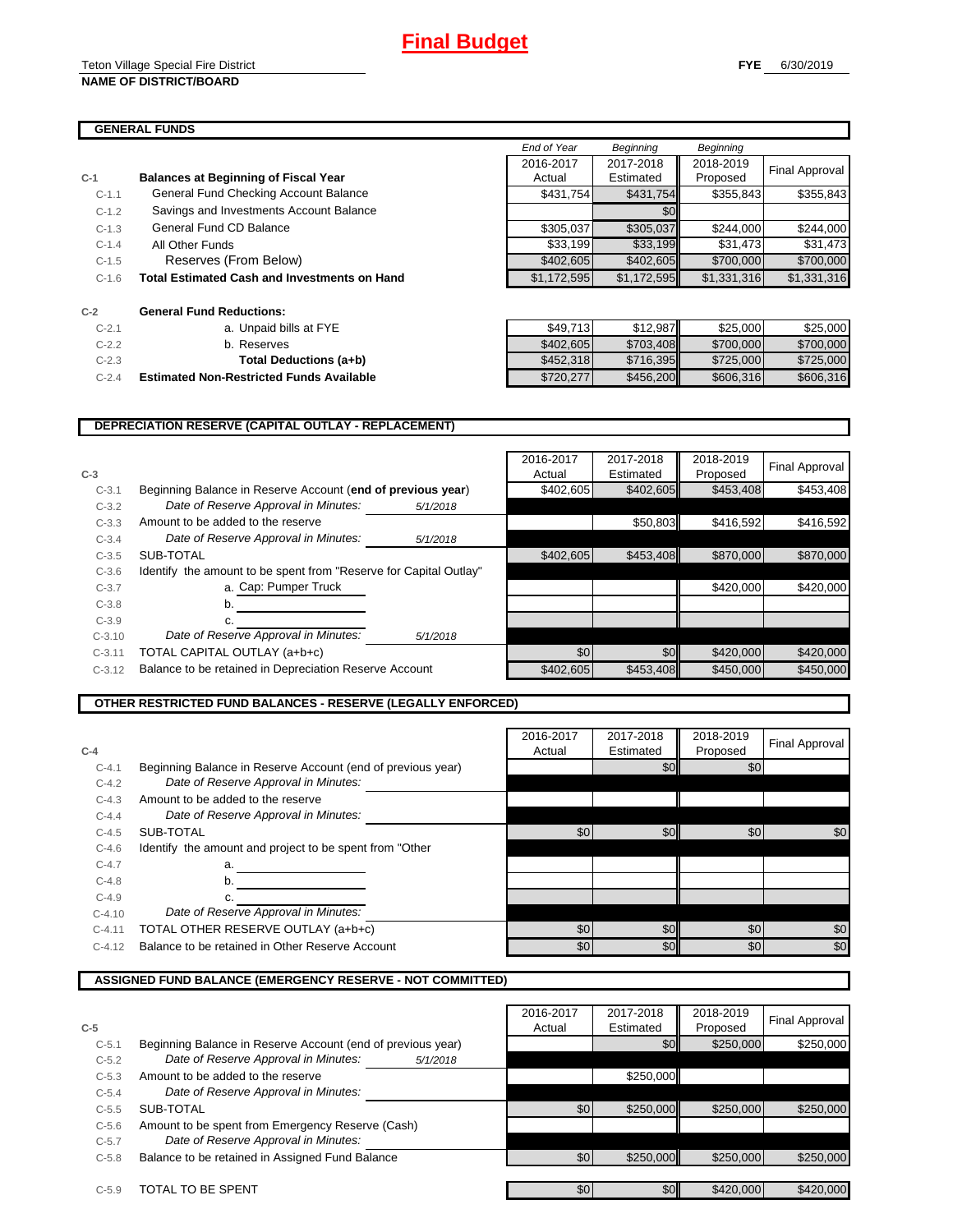# Final Budget

Teton Village Special Fire District
**NAME OF DISTRICT/BOARD**

**FYE** 6/30/2019

## GENERAL FUNDS

| | | *End of Year* 2016-2017 Actual | *Beginning* 2017-2018 Estimated | *Beginning* 2018-2019 Proposed | Final Approval |
|---|---|---|---|---|---|
| C-1 | **Balances at Beginning of Fiscal Year** | | | | |
| C-1.1 | General Fund Checking Account Balance | $431,754 | $431,754 | $355,843 | $355,843 |
| C-1.2 | Savings and Investments Account Balance | | $0 | | |
| C-1.3 | General Fund CD Balance | $305,037 | $305,037 | $244,000 | $244,000 |
| C-1.4 | All Other Funds | $33,199 | $33,199 | $31,473 | $31,473 |
| C-1.5 | Reserves (From Below) | $402,605 | $402,605 | $700,000 | $700,000 |
| C-1.6 | **Total Estimated Cash and Investments on Hand** | $1,172,595 | $1,172,595 | $1,331,316 | $1,331,316 |
| C-2 | **General Fund Reductions:** | | | | |
| C-2.1 | a. Unpaid bills at FYE | $49,713 | $12,987 | $25,000 | $25,000 |
| C-2.2 | b. Reserves | $402,605 | $703,408 | $700,000 | $700,000 |
| C-2.3 | **Total Deductions (a+b)** | $452,318 | $716,395 | $725,000 | $725,000 |
| C-2.4 | **Estimated Non-Restricted Funds Available** | $720,277 | $456,200 | $606,316 | $606,316 |

## DEPRECIATION RESERVE (CAPITAL OUTLAY - REPLACEMENT)

| C-3 | | 2016-2017 Actual | 2017-2018 Estimated | 2018-2019 Proposed | Final Approval |
|---|---|---|---|---|---|
| C-3.1 | Beginning Balance in Reserve Account (**end of previous year**) | $402,605 | $402,605 | $453,408 | $453,408 |
| C-3.2 | *Date of Reserve Approval in Minutes:* *5/1/2018* | | | | |
| C-3.3 | Amount to be added to the reserve | | $50,803 | $416,592 | $416,592 |
| C-3.4 | *Date of Reserve Approval in Minutes:* *5/1/2018* | | | | |
| C-3.5 | SUB-TOTAL | $402,605 | $453,408 | $870,000 | $870,000 |
| C-3.6 | Identify the amount to be spent from "Reserve for Capital Outlay" | | | | |
| C-3.7 | a. Cap: Pumper Truck | | | $420,000 | $420,000 |
| C-3.8 | b. | | | | |
| C-3.9 | c. | | | | |
| C-3.10 | *Date of Reserve Approval in Minutes:* *5/1/2018* | | | | |
| C-3.11 | TOTAL CAPITAL OUTLAY (a+b+c) | $0 | $0 | $420,000 | $420,000 |
| C-3.12 | Balance to be retained in Depreciation Reserve Account | $402,605 | $453,408 | $450,000 | $450,000 |

## OTHER RESTRICTED FUND BALANCES - RESERVE (LEGALLY ENFORCED)

| C-4 | | 2016-2017 Actual | 2017-2018 Estimated | 2018-2019 Proposed | Final Approval |
|---|---|---|---|---|---|
| C-4.1 | Beginning Balance in Reserve Account (end of previous year) | | $0 | $0 | |
| C-4.2 | *Date of Reserve Approval in Minutes:* | | | | |
| C-4.3 | Amount to be added to the reserve | | | | |
| C-4.4 | *Date of Reserve Approval in Minutes:* | | | | |
| C-4.5 | SUB-TOTAL | $0 | $0 | $0 | $0 |
| C-4.6 | Identify the amount and project to be spent from "Other | | | | |
| C-4.7 | a. | | | | |
| C-4.8 | b. | | | | |
| C-4.9 | c. | | | | |
| C-4.10 | *Date of Reserve Approval in Minutes:* | | | | |
| C-4.11 | TOTAL OTHER RESERVE OUTLAY (a+b+c) | $0 | $0 | $0 | $0 |
| C-4.12 | Balance to be retained in Other Reserve Account | $0 | $0 | $0 | $0 |

## ASSIGNED FUND BALANCE (EMERGENCY RESERVE - NOT COMMITTED)

| C-5 | | 2016-2017 Actual | 2017-2018 Estimated | 2018-2019 Proposed | Final Approval |
|---|---|---|---|---|---|
| C-5.1 | Beginning Balance in Reserve Account (end of previous year) | | $0 | $250,000 | $250,000 |
| C-5.2 | *Date of Reserve Approval in Minutes:* *5/1/2018* | | | | |
| C-5.3 | Amount to be added to the reserve | | $250,000 | | |
| C-5.4 | *Date of Reserve Approval in Minutes:* | | | | |
| C-5.5 | SUB-TOTAL | $0 | $250,000 | $250,000 | $250,000 |
| C-5.6 | Amount to be spent from Emergency Reserve (Cash) | | | | |
| C-5.7 | *Date of Reserve Approval in Minutes:* | | | | |
| C-5.8 | Balance to be retained in Assigned Fund Balance | $0 | $250,000 | $250,000 | $250,000 |
| C-5.9 | TOTAL TO BE SPENT | $0 | $0 | $420,000 | $420,000 |